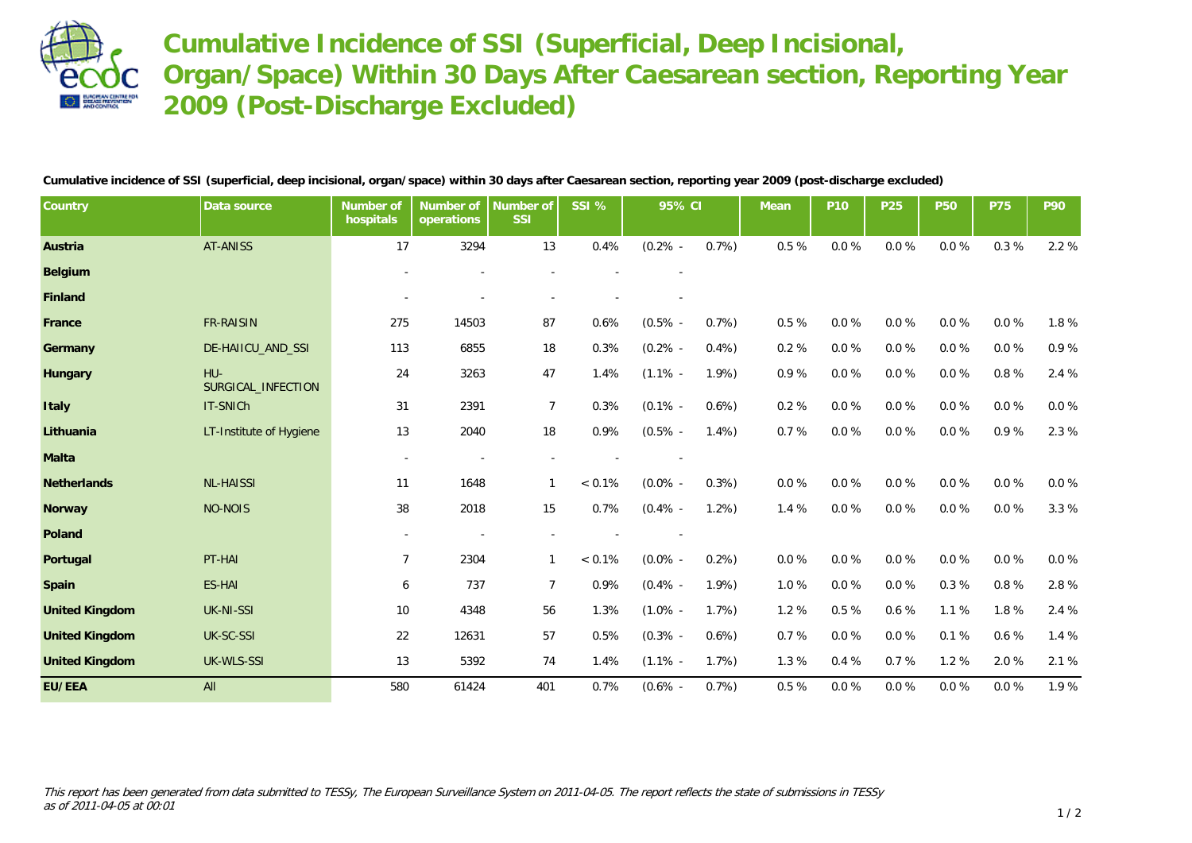# Cumulative Incidence of SSI (Superficial, Deep Incisional, Organ/Space) Within 30 Days After Caesarean section, Reporting Year 2009 (Post-Discharge Excluded)

**Cumulative incidence of SSI (superficial, deep incisional, organ/space) within 30 days after Caesarean section, reporting year 2009 (post-discharge excluded)**

| Country | Data source | Number of hospitals | Number of operations | Number of SSI | SSI % | 95% CI | | Mean | P10 | P25 | P50 | P75 | P90 |
|---|---|---|---|---|---|---|---|---|---|---|---|---|---|
| **Austria** | AT-ANISS | 17 | 3294 | 13 | 0.4% | (0.2% - | 0.7%) | 0.5 % | 0.0 % | 0.0 % | 0.0 % | 0.3 % | 2.2 % |
| **Belgium** | | - | - | - | - | - | | | | | | | |
| **Finland** | | - | - | - | - | - | | | | | | | |
| **France** | FR-RAISIN | 275 | 14503 | 87 | 0.6% | (0.5% - | 0.7%) | 0.5 % | 0.0 % | 0.0 % | 0.0 % | 0.0 % | 1.8 % |
| **Germany** | DE-HAIICU_AND_SSI | 113 | 6855 | 18 | 0.3% | (0.2% - | 0.4%) | 0.2 % | 0.0 % | 0.0 % | 0.0 % | 0.0 % | 0.9 % |
| **Hungary** | HU-SURGICAL_INFECTION | 24 | 3263 | 47 | 1.4% | (1.1% - | 1.9%) | 0.9 % | 0.0 % | 0.0 % | 0.0 % | 0.8 % | 2.4 % |
| **Italy** | IT-SNICh | 31 | 2391 | 7 | 0.3% | (0.1% - | 0.6%) | 0.2 % | 0.0 % | 0.0 % | 0.0 % | 0.0 % | 0.0 % |
| **Lithuania** | LT-Institute of Hygiene | 13 | 2040 | 18 | 0.9% | (0.5% - | 1.4%) | 0.7 % | 0.0 % | 0.0 % | 0.0 % | 0.9 % | 2.3 % |
| **Malta** | | - | - | - | - | - | | | | | | | |
| **Netherlands** | NL-HAISSI | 11 | 1648 | 1 | < 0.1% | (0.0% - | 0.3%) | 0.0 % | 0.0 % | 0.0 % | 0.0 % | 0.0 % | 0.0 % |
| **Norway** | NO-NOIS | 38 | 2018 | 15 | 0.7% | (0.4% - | 1.2%) | 1.4 % | 0.0 % | 0.0 % | 0.0 % | 0.0 % | 3.3 % |
| **Poland** | | - | - | - | - | - | | | | | | | |
| **Portugal** | PT-HAI | 7 | 2304 | 1 | < 0.1% | (0.0% - | 0.2%) | 0.0 % | 0.0 % | 0.0 % | 0.0 % | 0.0 % | 0.0 % |
| **Spain** | ES-HAI | 6 | 737 | 7 | 0.9% | (0.4% - | 1.9%) | 1.0 % | 0.0 % | 0.0 % | 0.3 % | 0.8 % | 2.8 % |
| **United Kingdom** | UK-NI-SSI | 10 | 4348 | 56 | 1.3% | (1.0% - | 1.7%) | 1.2 % | 0.5 % | 0.6 % | 1.1 % | 1.8 % | 2.4 % |
| **United Kingdom** | UK-SC-SSI | 22 | 12631 | 57 | 0.5% | (0.3% - | 0.6%) | 0.7 % | 0.0 % | 0.0 % | 0.1 % | 0.6 % | 1.4 % |
| **United Kingdom** | UK-WLS-SSI | 13 | 5392 | 74 | 1.4% | (1.1% - | 1.7%) | 1.3 % | 0.4 % | 0.7 % | 1.2 % | 2.0 % | 2.1 % |
| **EU/EEA** | All | 580 | 61424 | 401 | 0.7% | (0.6% - | 0.7%) | 0.5 % | 0.0 % | 0.0 % | 0.0 % | 0.0 % | 1.9 % |

*This report has been generated from data submitted to TESSy, The European Surveillance System on 2011-04-05. The report reflects the state of submissions in TESSy as of 2011-04-05 at 00:01*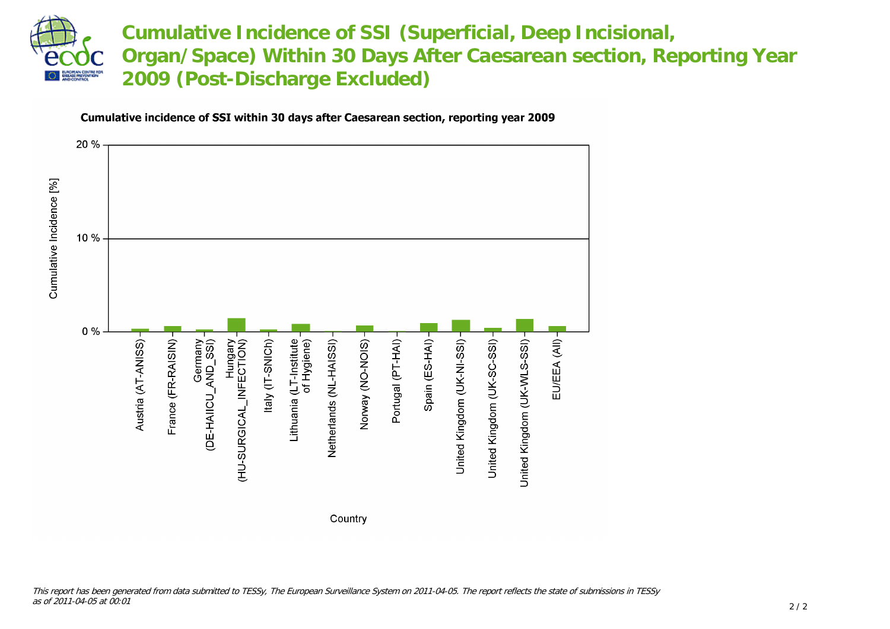# Cumulative Incidence of SSI (Superficial, Deep Incisional, Organ/Space) Within 30 Days After Caesarean section, Reporting Year 2009 (Post-Discharge Excluded)

**Cumulative incidence of SSI within 30 days after Caesarean section, reporting year 2009**

Cumulative Incidence [%]

20 %

10 %

0 %

Austria (AT-ANISS)
France (FR-RAISIN)
Germany (DE-HAIICU_AND_SSI)
Hungary (HU-SURGICAL_INFECTION)
Italy (IT-SNICh)
Lithuania (LT-Institute of Hygiene)
Netherlands (NL-HAISSI)
Norway (NO-NOIS)
Portugal (PT-HAI)
Spain (ES-HAI)
United Kingdom (UK-NI-SSI)
United Kingdom (UK-SC-SSI)
United Kingdom (UK-WLS-SSI)
EU/EEA (All)

Country

*This report has been generated from data submitted to TESSy, The European Surveillance System on 2011-04-05. The report reflects the state of submissions in TESSy as of 2011-04-05 at 00:01*